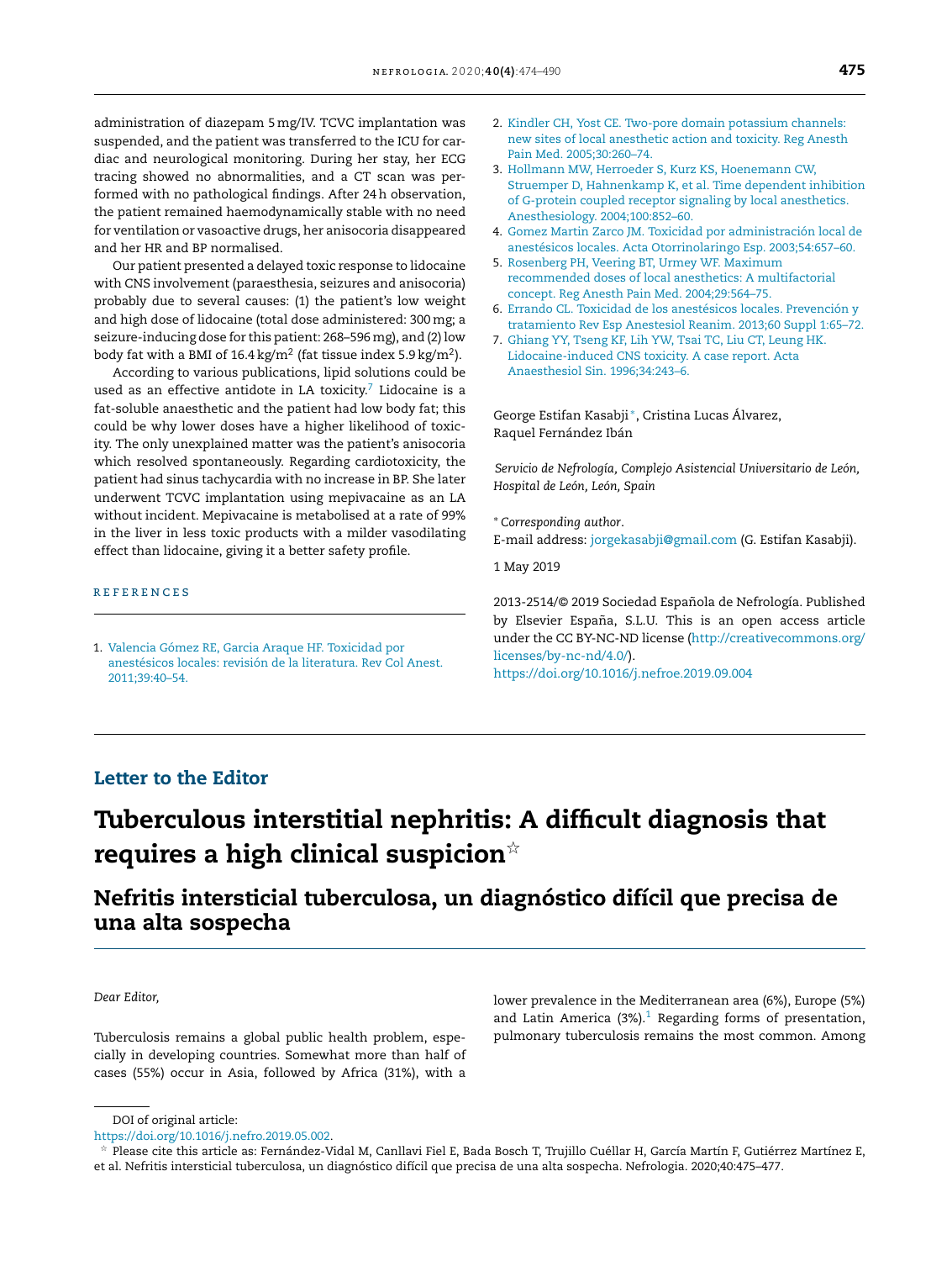administration of diazepam 5 mg/IV. TCVC implantation was suspended, and the patient was transferred to the ICU for cardiac and neurological monitoring. During her stay, her ECG tracing showed no abnormalities, and a CT scan was performed with no pathological findings. After 24 h observation, the patient remained haemodynamically stable with no need for ventilation or vasoactive drugs, her anisocoria disappeared and her HR and BP normalised.

Our patient presented a delayed toxic response to lidocaine with CNS involvement (paraesthesia, seizures and anisocoria) probably due to several causes: (1) the patient's low weight and high dose of lidocaine (total dose administered: 300 mg; a seizure-inducing dose for this patient: 268–596 mg), and (2) low body fat with a BMI of 16.4 $kg/m^2$ (fat tissue index 5.9 $kg/m^2$).

According to various publications, lipid solutions could be used as an effective antidote in LA toxicity.[7] Lidocaine is a fat-soluble anaesthetic and the patient had low body fat; this could be why lower doses have a higher likelihood of toxicity. The only unexplained matter was the patient's anisocoria which resolved spontaneously. Regarding cardiotoxicity, the patient had sinus tachycardia with no increase in BP. She later underwent TCVC implantation using mepivacaine as an LA without incident. Mepivacaine is metabolised at a rate of 99% in the liver in less toxic products with a milder vasodilating effect than lidocaine, giving it a better safety profile.

## REFERENCES

1. Valencia Gómez RE, Garcia Araque HF. Toxicidad por anestésicos locales: revisión de la literatura. Rev Col Anest. 2011;39:40–54.
2. Kindler CH, Yost CE. Two-pore domain potassium channels: new sites of local anesthetic action and toxicity. Reg Anesth Pain Med. 2005;30:260–74.
3. Hollmann MW, Herroeder S, Kurz KS, Hoenemann CW, Struemper D, Hahnenkamp K, et al. Time dependent inhibition of G-protein coupled receptor signaling by local anesthetics. Anesthesiology. 2004;100:852–60.
4. Gomez Martin Zarco JM. Toxicidad por administración local de anestésicos locales. Acta Otorrinolaringo Esp. 2003;54:657–60.
5. Rosenberg PH, Veering BT, Urmey WF. Maximum recommended doses of local anesthetics: A multifactorial concept. Reg Anesth Pain Med. 2004;29:564–75.
6. Errando CL. Toxicidad de los anestésicos locales. Prevención y tratamiento Rev Esp Anestesiol Reanim. 2013;60 Suppl 1:65–72.
7. Ghiang YY, Tseng KF, Lih YW, Tsai TC, Liu CT, Leung HK. Lidocaine-induced CNS toxicity. A case report. Acta Anaesthesiol Sin. 1996;34:243–6.

George Estifan Kasabji*, Cristina Lucas Álvarez, Raquel Fernández Ibán

*Servicio de Nefrología, Complejo Asistencial Universitario de León, Hospital de León, León, Spain*

\* *Corresponding author.*
E-mail address: jorgekasabji@gmail.com (G. Estifan Kasabji).

1 May 2019

2013-2514/© 2019 Sociedad Española de Nefrología. Published by Elsevier España, S.L.U. This is an open access article under the CC BY-NC-ND license (http://creativecommons.org/licenses/by-nc-nd/4.0/).
https://doi.org/10.1016/j.nefroe.2019.09.004

## Letter to the Editor

# Tuberculous interstitial nephritis: A difficult diagnosis that requires a high clinical suspicion☆

## Nefritis intersticial tuberculosa, un diagnóstico difícil que precisa de una alta sospecha

*Dear Editor,*

Tuberculosis remains a global public health problem, especially in developing countries. Somewhat more than half of cases (55%) occur in Asia, followed by Africa (31%), with a lower prevalence in the Mediterranean area (6%), Europe (5%) and Latin America (3%).[1] Regarding forms of presentation, pulmonary tuberculosis remains the most common. Among

DOI of original article:
https://doi.org/10.1016/j.nefro.2019.05.002.

☆ Please cite this article as: Fernández-Vidal M, Canllavi Fiel E, Bada Bosch T, Trujillo Cuéllar H, García Martín F, Gutiérrez Martínez E, et al. Nefritis intersticial tuberculosa, un diagnóstico difícil que precisa de una alta sospecha. Nefrologia. 2020;40:475–477.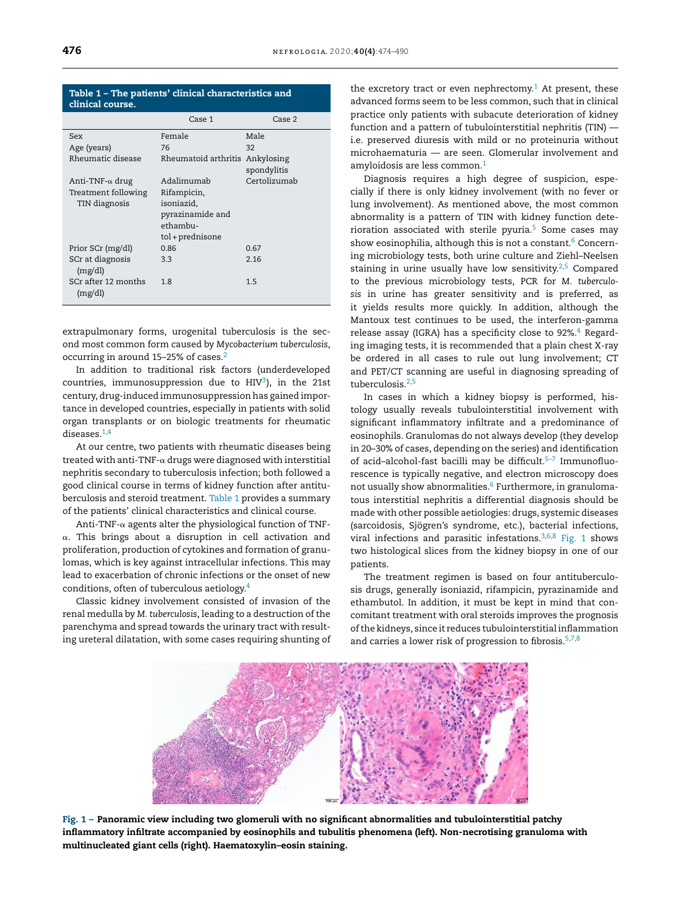**Table 1 – The patients' clinical characteristics and clinical course.**

| | Case 1 | Case 2 |
|---|---|---|
| Sex | Female | Male |
| Age (years) | 76 | 32 |
| Rheumatic disease | Rheumatoid arthritis | Ankylosing spondylitis |
| Anti-TNF-α drug | Adalimumab | Certolizumab |
| Treatment following TIN diagnosis | Rifampicin, isoniazid, pyrazinamide and ethambutol + prednisone | |
| Prior SCr (mg/dl) | 0.86 | 0.67 |
| SCr at diagnosis (mg/dl) | 3.3 | 2.16 |
| SCr after 12 months (mg/dl) | 1.8 | 1.5 |

extrapulmonary forms, urogenital tuberculosis is the second most common form caused by *Mycobacterium tuberculosis*, occurring in around 15–25% of cases.[2]

In addition to traditional risk factors (underdeveloped countries, immunosuppression due to HIV[3]), in the 21st century, drug-induced immunosuppression has gained importance in developed countries, especially in patients with solid organ transplants or on biologic treatments for rheumatic diseases.[1,4]

At our centre, two patients with rheumatic diseases being treated with anti-TNF-α drugs were diagnosed with interstitial nephritis secondary to tuberculosis infection; both followed a good clinical course in terms of kidney function after antituberculosis and steroid treatment. Table 1 provides a summary of the patients' clinical characteristics and clinical course.

Anti-TNF-α agents alter the physiological function of TNF-α. This brings about a disruption in cell activation and proliferation, production of cytokines and formation of granulomas, which is key against intracellular infections. This may lead to exacerbation of chronic infections or the onset of new conditions, often of tuberculous aetiology.[4]

Classic kidney involvement consisted of invasion of the renal medulla by *M. tuberculosis*, leading to a destruction of the parenchyma and spread towards the urinary tract with resulting ureteral dilatation, with some cases requiring shunting of the excretory tract or even nephrectomy.[1] At present, these advanced forms seem to be less common, such that in clinical practice only patients with subacute deterioration of kidney function and a pattern of tubulointerstitial nephritis (TIN) — i.e. preserved diuresis with mild or no proteinuria without microhaematuria — are seen. Glomerular involvement and amyloidosis are less common.[1]

Diagnosis requires a high degree of suspicion, especially if there is only kidney involvement (with no fever or lung involvement). As mentioned above, the most common abnormality is a pattern of TIN with kidney function deterioration associated with sterile pyuria.[5] Some cases may show eosinophilia, although this is not a constant.[6] Concerning microbiology tests, both urine culture and Ziehl–Neelsen staining in urine usually have low sensitivity.[2,5] Compared to the previous microbiology tests, PCR for *M. tuberculosis* in urine has greater sensitivity and is preferred, as it yields results more quickly. In addition, although the Mantoux test continues to be used, the interferon-gamma release assay (IGRA) has a specificity close to 92%.[4] Regarding imaging tests, it is recommended that a plain chest X-ray be ordered in all cases to rule out lung involvement; CT and PET/CT scanning are useful in diagnosing spreading of tuberculosis.[2,5]

In cases in which a kidney biopsy is performed, histology usually reveals tubulointerstitial involvement with significant inflammatory infiltrate and a predominance of eosinophils. Granulomas do not always develop (they develop in 20–30% of cases, depending on the series) and identification of acid–alcohol-fast bacilli may be difficult.[5–7] Immunofluorescence is typically negative, and electron microscopy does not usually show abnormalities.[6] Furthermore, in granulomatous interstitial nephritis a differential diagnosis should be made with other possible aetiologies: drugs, systemic diseases (sarcoidosis, Sjögren's syndrome, etc.), bacterial infections, viral infections and parasitic infestations.[3,6,8] Fig. 1 shows two histological slices from the kidney biopsy in one of our patients.

The treatment regimen is based on four antituberculosis drugs, generally isoniazid, rifampicin, pyrazinamide and ethambutol. In addition, it must be kept in mind that concomitant treatment with oral steroids improves the prognosis of the kidneys, since it reduces tubulointerstitial inflammation and carries a lower risk of progression to fibrosis.[5,7,8]

**Fig. 1 – Panoramic view including two glomeruli with no significant abnormalities and tubulointerstitial patchy inflammatory infiltrate accompanied by eosinophils and tubulitis phenomena (left). Non-necrotising granuloma with multinucleated giant cells (right). Haematoxylin–eosin staining.**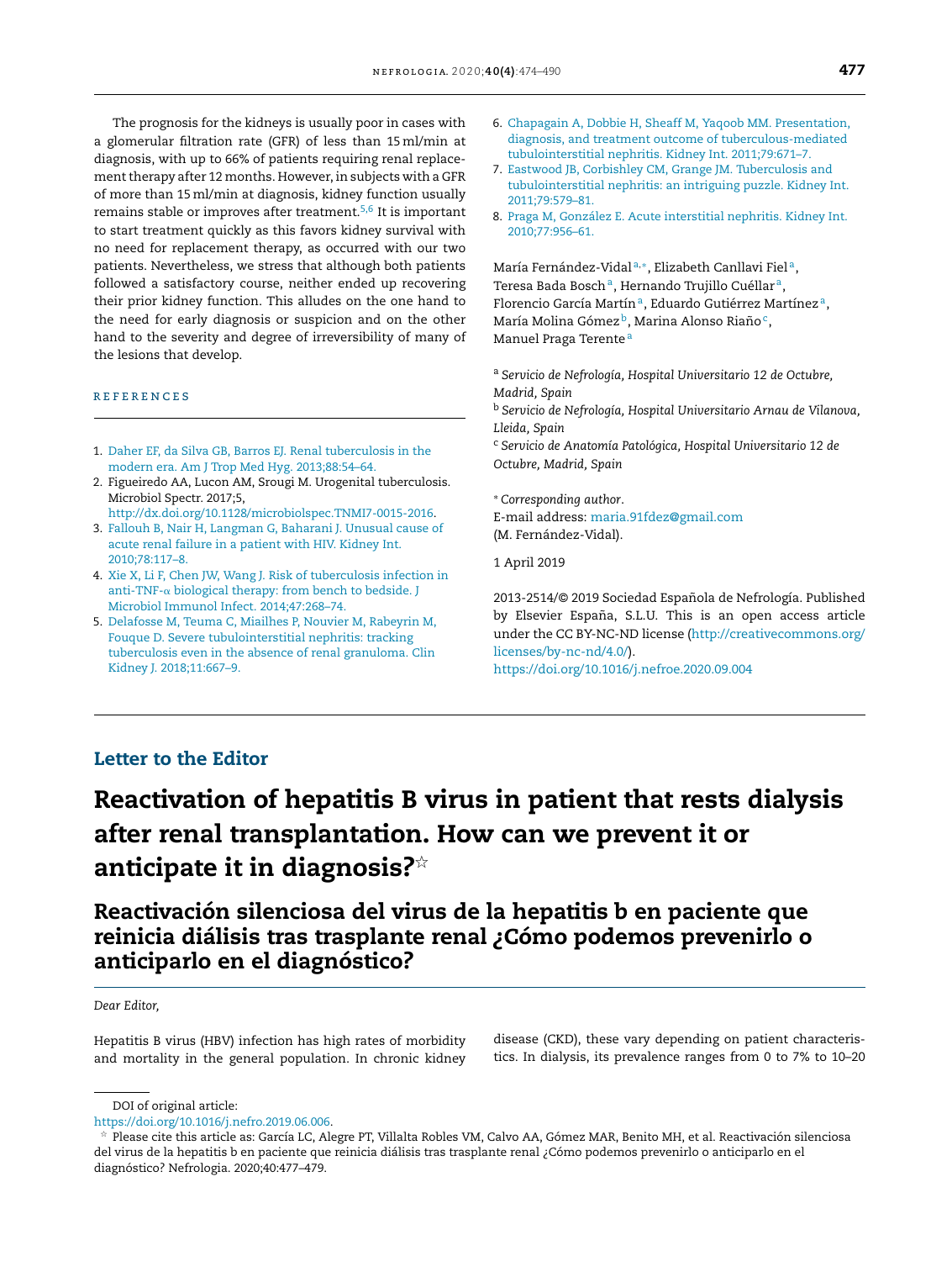The prognosis for the kidneys is usually poor in cases with a glomerular filtration rate (GFR) of less than 15 ml/min at diagnosis, with up to 66% of patients requiring renal replacement therapy after 12 months. However, in subjects with a GFR of more than 15 ml/min at diagnosis, kidney function usually remains stable or improves after treatment.[5,6] It is important to start treatment quickly as this favors kidney survival with no need for replacement therapy, as occurred with our two patients. Nevertheless, we stress that although both patients followed a satisfactory course, neither ended up recovering their prior kidney function. This alludes on the one hand to the need for early diagnosis or suspicion and on the other hand to the severity and degree of irreversibility of many of the lesions that develop.

## REFERENCES

1. Daher EF, da Silva GB, Barros EJ. Renal tuberculosis in the modern era. Am J Trop Med Hyg. 2013;88:54–64.
2. Figueiredo AA, Lucon AM, Srougi M. Urogenital tuberculosis. Microbiol Spectr. 2017;5, http://dx.doi.org/10.1128/microbiolspec.TNMI7-0015-2016.
3. Fallouh B, Nair H, Langman G, Baharani J. Unusual cause of acute renal failure in a patient with HIV. Kidney Int. 2010;78:117–8.
4. Xie X, Li F, Chen JW, Wang J. Risk of tuberculosis infection in anti-TNF-α biological therapy: from bench to bedside. J Microbiol Immunol Infect. 2014;47:268–74.
5. Delafosse M, Teuma C, Miailhes P, Nouvier M, Rabeyrin M, Fouque D. Severe tubulointerstitial nephritis: tracking tuberculosis even in the absence of renal granuloma. Clin Kidney J. 2018;11:667–9.
6. Chapagain A, Dobbie H, Sheaff M, Yaqoob MM. Presentation, diagnosis, and treatment outcome of tuberculous-mediated tubulointerstitial nephritis. Kidney Int. 2011;79:671–7.
7. Eastwood JB, Corbishley CM, Grange JM. Tuberculosis and tubulointerstitial nephritis: an intriguing puzzle. Kidney Int. 2011;79:579–81.
8. Praga M, González E. Acute interstitial nephritis. Kidney Int. 2010;77:956–61.

María Fernández-Vidal[a,*], Elizabeth Canllavi Fiel[a], Teresa Bada Bosch[a], Hernando Trujillo Cuéllar[a], Florencio García Martín[a], Eduardo Gutiérrez Martínez[a], María Molina Gómez[b], Marina Alonso Riaño[c], Manuel Praga Terente[a]

[a] *Servicio de Nefrología, Hospital Universitario 12 de Octubre, Madrid, Spain*

[b] *Servicio de Nefrología, Hospital Universitario Arnau de Vilanova, Lleida, Spain*

[c] *Servicio de Anatomía Patológica, Hospital Universitario 12 de Octubre, Madrid, Spain*

\* *Corresponding author.*
E-mail address: maria.91fdez@gmail.com
(M. Fernández-Vidal).

1 April 2019

2013-2514/© 2019 Sociedad Española de Nefrología. Published by Elsevier España, S.L.U. This is an open access article under the CC BY-NC-ND license (http://creativecommons.org/licenses/by-nc-nd/4.0/).
https://doi.org/10.1016/j.nefroe.2020.09.004

---

**Letter to the Editor**

# Reactivation of hepatitis B virus in patient that rests dialysis after renal transplantation. How can we prevent it or anticipate it in diagnosis?☆

## Reactivación silenciosa del virus de la hepatitis b en paciente que reinicia diálisis tras trasplante renal ¿Cómo podemos prevenirlo o anticiparlo en el diagnóstico?

*Dear Editor,*

Hepatitis B virus (HBV) infection has high rates of morbidity and mortality in the general population. In chronic kidney disease (CKD), these vary depending on patient characteristics. In dialysis, its prevalence ranges from 0 to 7% to 10–20

DOI of original article:
https://doi.org/10.1016/j.nefro.2019.06.006.

☆ Please cite this article as: García LC, Alegre PT, Villalta Robles VM, Calvo AA, Gómez MAR, Benito MH, et al. Reactivación silenciosa del virus de la hepatitis b en paciente que reinicia diálisis tras trasplante renal ¿Cómo podemos prevenirlo o anticiparlo en el diagnóstico? Nefrologia. 2020;40:477–479.